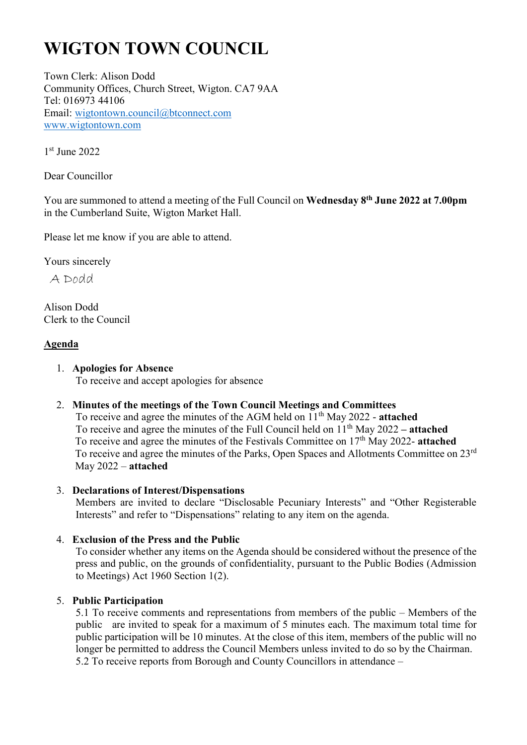# WIGTON TOWN COUNCIL

Town Clerk: Alison Dodd
Community Offices, Church Street, Wigton. CA7 9AA
Tel: 016973 44106
Email: wigtontown.council@btconnect.com
www.wigtontown.com

1st June 2022

Dear Councillor

You are summoned to attend a meeting of the Full Council on **Wednesday 8th June 2022 at 7.00pm** in the Cumberland Suite, Wigton Market Hall.

Please let me know if you are able to attend.

Yours sincerely

A Dodd

Alison Dodd
Clerk to the Council

**Agenda**

1. **Apologies for Absence**
   To receive and accept apologies for absence

2. **Minutes of the meetings of the Town Council Meetings and Committees**
   To receive and agree the minutes of the AGM held on 11th May 2022 - **attached**
   To receive and agree the minutes of the Full Council held on 11th May 2022 **– attached**
   To receive and agree the minutes of the Festivals Committee on 17th May 2022- **attached**
   To receive and agree the minutes of the Parks, Open Spaces and Allotments Committee on 23rd May 2022 – **attached**

3. **Declarations of Interest/Dispensations**
   Members are invited to declare "Disclosable Pecuniary Interests" and "Other Registerable Interests" and refer to "Dispensations" relating to any item on the agenda.

4. **Exclusion of the Press and the Public**
   To consider whether any items on the Agenda should be considered without the presence of the press and public, on the grounds of confidentiality, pursuant to the Public Bodies (Admission to Meetings) Act 1960 Section 1(2).

5. **Public Participation**
   5.1 To receive comments and representations from members of the public – Members of the public are invited to speak for a maximum of 5 minutes each. The maximum total time for public participation will be 10 minutes. At the close of this item, members of the public will no longer be permitted to address the Council Members unless invited to do so by the Chairman.
   5.2 To receive reports from Borough and County Councillors in attendance –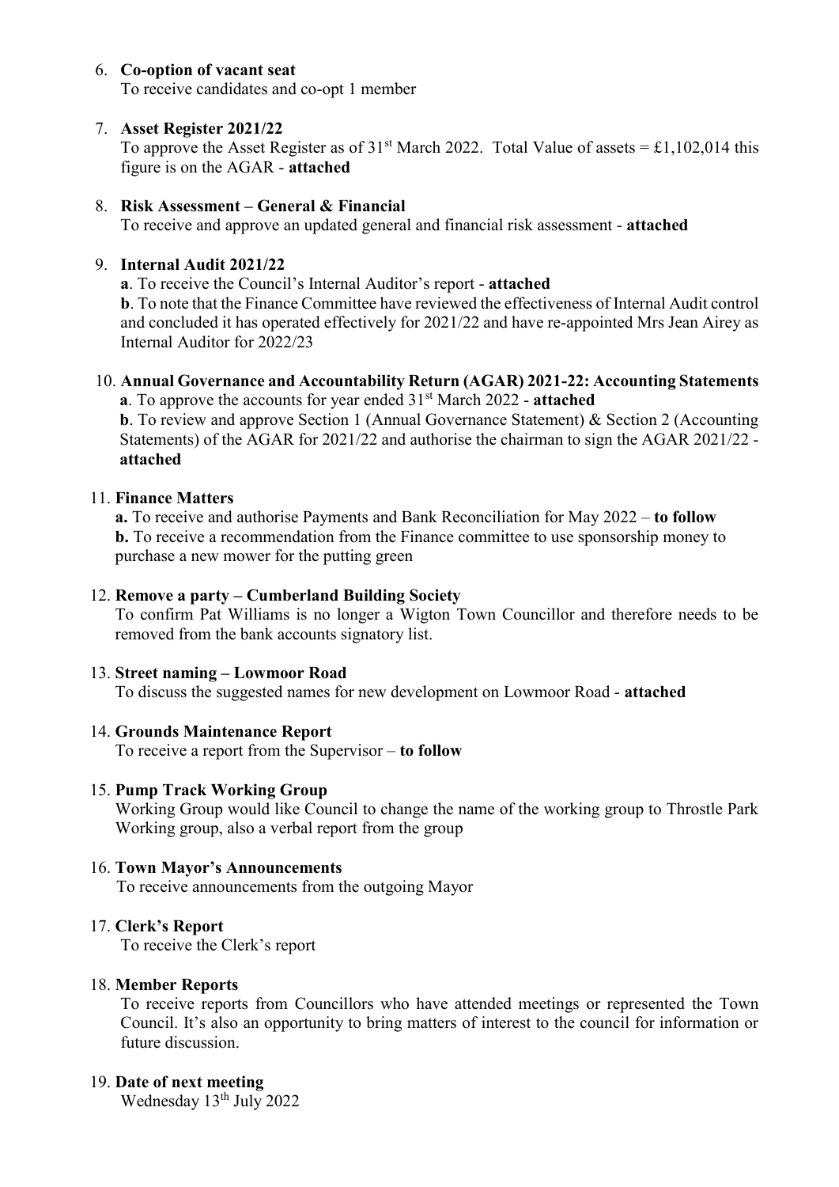6. **Co-option of vacant seat**
   To receive candidates and co-opt 1 member

7. **Asset Register 2021/22**
   To approve the Asset Register as of 31st March 2022. Total Value of assets = £1,102,014 this figure is on the AGAR - **attached**

8. **Risk Assessment – General & Financial**
   To receive and approve an updated general and financial risk assessment - **attached**

9. **Internal Audit 2021/22**
   **a**. To receive the Council's Internal Auditor's report - **attached**
   **b**. To note that the Finance Committee have reviewed the effectiveness of Internal Audit control and concluded it has operated effectively for 2021/22 and have re-appointed Mrs Jean Airey as Internal Auditor for 2022/23

10. **Annual Governance and Accountability Return (AGAR) 2021-22: Accounting Statements**
    **a**. To approve the accounts for year ended 31st March 2022 - **attached**
    **b**. To review and approve Section 1 (Annual Governance Statement) & Section 2 (Accounting Statements) of the AGAR for 2021/22 and authorise the chairman to sign the AGAR 2021/22 - **attached**

11. **Finance Matters**
    **a.** To receive and authorise Payments and Bank Reconciliation for May 2022 – **to follow**
    **b.** To receive a recommendation from the Finance committee to use sponsorship money to purchase a new mower for the putting green

12. **Remove a party – Cumberland Building Society**
    To confirm Pat Williams is no longer a Wigton Town Councillor and therefore needs to be removed from the bank accounts signatory list.

13. **Street naming – Lowmoor Road**
    To discuss the suggested names for new development on Lowmoor Road - **attached**

14. **Grounds Maintenance Report**
    To receive a report from the Supervisor – **to follow**

15. **Pump Track Working Group**
    Working Group would like Council to change the name of the working group to Throstle Park Working group, also a verbal report from the group

16. **Town Mayor's Announcements**
    To receive announcements from the outgoing Mayor

17. **Clerk's Report**
    To receive the Clerk's report

18. **Member Reports**
    To receive reports from Councillors who have attended meetings or represented the Town Council. It's also an opportunity to bring matters of interest to the council for information or future discussion.

19. **Date of next meeting**
    Wednesday 13th July 2022